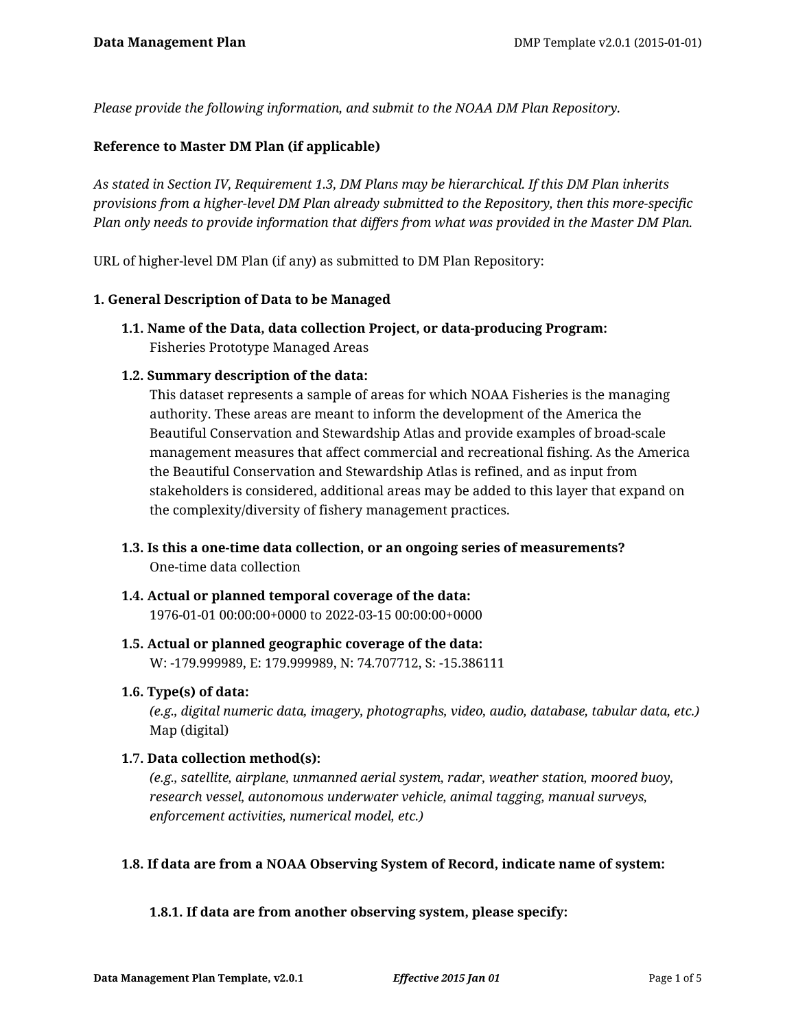*Please provide the following information, and submit to the NOAA DM Plan Repository.*

**Reference to Master DM Plan (if applicable)**

*As stated in Section IV, Requirement 1.3, DM Plans may be hierarchical. If this DM Plan inherits provisions from a higher-level DM Plan already submitted to the Repository, then this more-specific Plan only needs to provide information that differs from what was provided in the Master DM Plan.*

URL of higher-level DM Plan (if any) as submitted to DM Plan Repository:

## 1. General Description of Data to be Managed

### 1.1. Name of the Data, data collection Project, or data-producing Program:

Fisheries Prototype Managed Areas

### 1.2. Summary description of the data:

This dataset represents a sample of areas for which NOAA Fisheries is the managing authority. These areas are meant to inform the development of the America the Beautiful Conservation and Stewardship Atlas and provide examples of broad-scale management measures that affect commercial and recreational fishing. As the America the Beautiful Conservation and Stewardship Atlas is refined, and as input from stakeholders is considered, additional areas may be added to this layer that expand on the complexity/diversity of fishery management practices.

### 1.3. Is this a one-time data collection, or an ongoing series of measurements?

One-time data collection

### 1.4. Actual or planned temporal coverage of the data:

1976-01-01 00:00:00+0000 to 2022-03-15 00:00:00+0000

### 1.5. Actual or planned geographic coverage of the data:

W: -179.999989, E: 179.999989, N: 74.707712, S: -15.386111

### 1.6. Type(s) of data:

*(e.g., digital numeric data, imagery, photographs, video, audio, database, tabular data, etc.)*

Map (digital)

### 1.7. Data collection method(s):

*(e.g., satellite, airplane, unmanned aerial system, radar, weather station, moored buoy, research vessel, autonomous underwater vehicle, animal tagging, manual surveys, enforcement activities, numerical model, etc.)*

### 1.8. If data are from a NOAA Observing System of Record, indicate name of system:

#### 1.8.1. If data are from another observing system, please specify: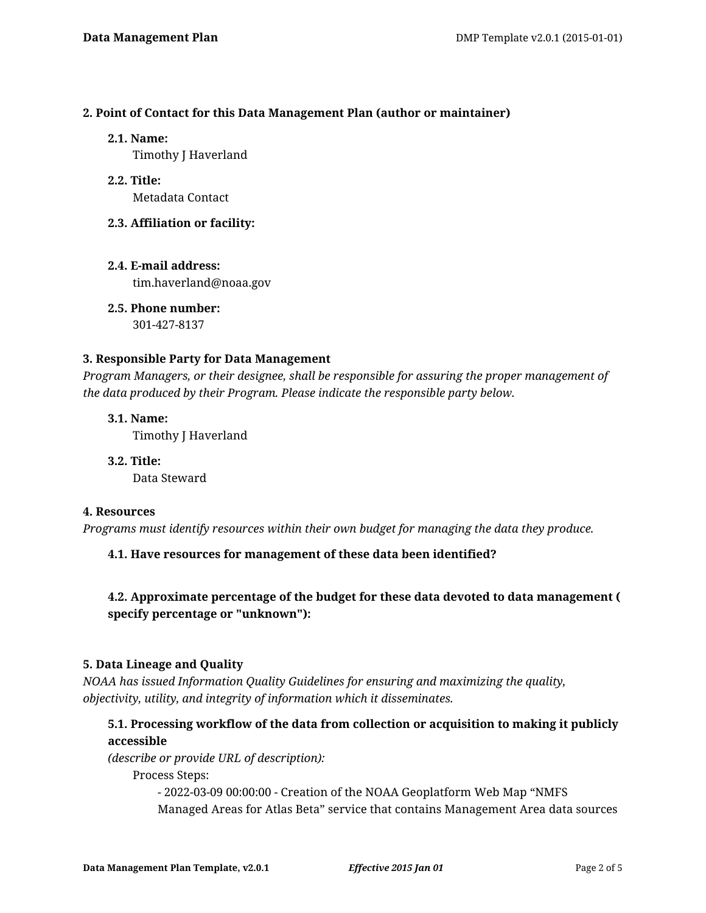**2. Point of Contact for this Data Management Plan (author or maintainer)**

**2.1. Name:**
Timothy J Haverland

**2.2. Title:**
Metadata Contact

**2.3. Affiliation or facility:**

**2.4. E-mail address:**
tim.haverland@noaa.gov

**2.5. Phone number:**
301-427-8137

**3. Responsible Party for Data Management**

*Program Managers, or their designee, shall be responsible for assuring the proper management of the data produced by their Program. Please indicate the responsible party below.*

**3.1. Name:**
Timothy J Haverland

**3.2. Title:**
Data Steward

**4. Resources**

*Programs must identify resources within their own budget for managing the data they produce.*

**4.1. Have resources for management of these data been identified?**

**4.2. Approximate percentage of the budget for these data devoted to data management ( specify percentage or "unknown"):**

**5. Data Lineage and Quality**

*NOAA has issued Information Quality Guidelines for ensuring and maximizing the quality, objectivity, utility, and integrity of information which it disseminates.*

**5.1. Processing workflow of the data from collection or acquisition to making it publicly accessible**
*(describe or provide URL of description):*

Process Steps:

- 2022-03-09 00:00:00 - Creation of the NOAA Geoplatform Web Map “NMFS Managed Areas for Atlas Beta” service that contains Management Area data sources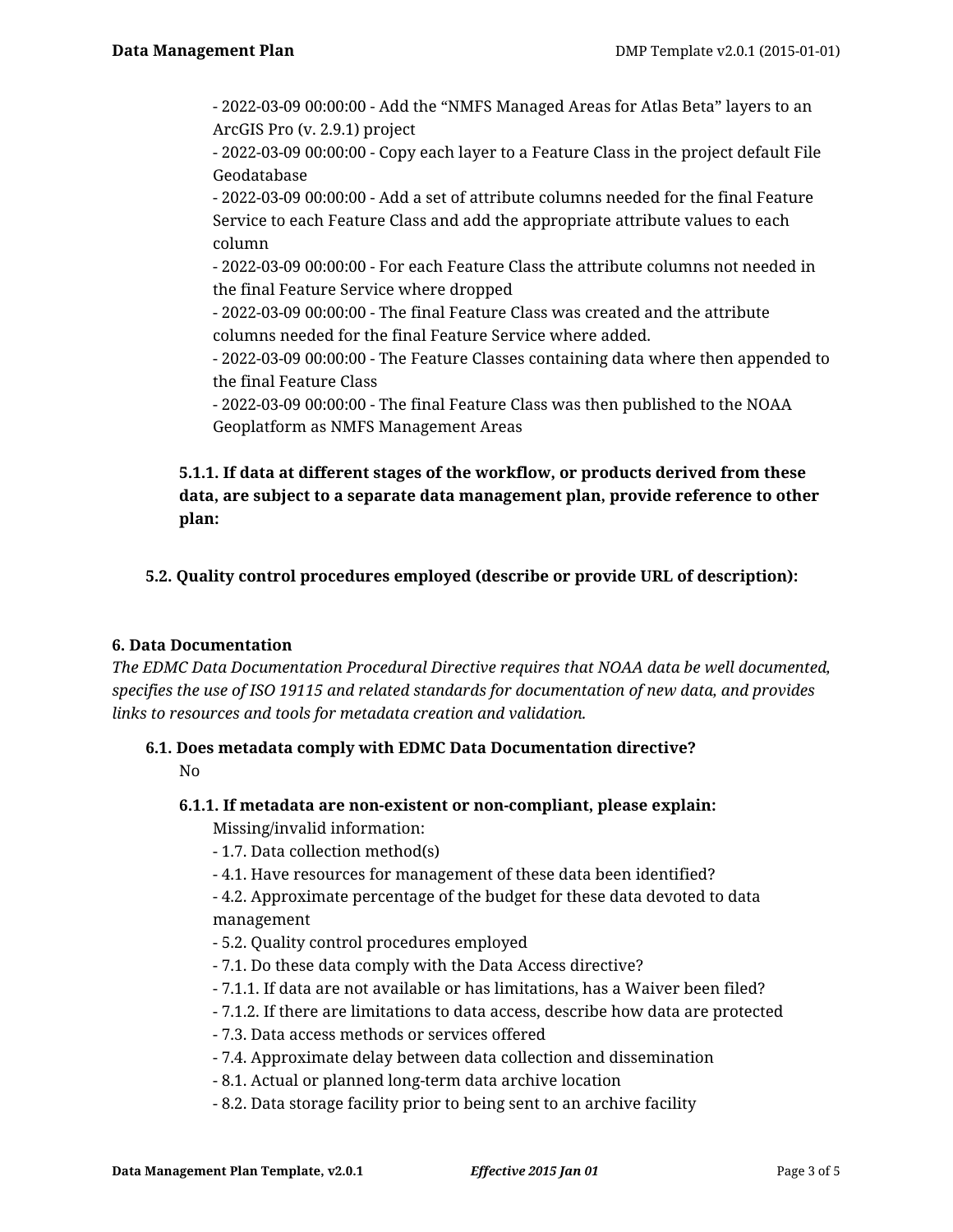- 2022-03-09 00:00:00 - Add the "NMFS Managed Areas for Atlas Beta" layers to an ArcGIS Pro (v. 2.9.1) project
- 2022-03-09 00:00:00 - Copy each layer to a Feature Class in the project default File Geodatabase
- 2022-03-09 00:00:00 - Add a set of attribute columns needed for the final Feature Service to each Feature Class and add the appropriate attribute values to each column
- 2022-03-09 00:00:00 - For each Feature Class the attribute columns not needed in the final Feature Service where dropped
- 2022-03-09 00:00:00 - The final Feature Class was created and the attribute columns needed for the final Feature Service where added.
- 2022-03-09 00:00:00 - The Feature Classes containing data where then appended to the final Feature Class
- 2022-03-09 00:00:00 - The final Feature Class was then published to the NOAA Geoplatform as NMFS Management Areas

**5.1.1. If data at different stages of the workflow, or products derived from these data, are subject to a separate data management plan, provide reference to other plan:**

**5.2. Quality control procedures employed (describe or provide URL of description):**

## 6. Data Documentation

*The EDMC Data Documentation Procedural Directive requires that NOAA data be well documented, specifies the use of ISO 19115 and related standards for documentation of new data, and provides links to resources and tools for metadata creation and validation.*

**6.1. Does metadata comply with EDMC Data Documentation directive?**

No

**6.1.1. If metadata are non-existent or non-compliant, please explain:**

Missing/invalid information:
- 1.7. Data collection method(s)
- 4.1. Have resources for management of these data been identified?
- 4.2. Approximate percentage of the budget for these data devoted to data management
- 5.2. Quality control procedures employed
- 7.1. Do these data comply with the Data Access directive?
- 7.1.1. If data are not available or has limitations, has a Waiver been filed?
- 7.1.2. If there are limitations to data access, describe how data are protected
- 7.3. Data access methods or services offered
- 7.4. Approximate delay between data collection and dissemination
- 8.1. Actual or planned long-term data archive location
- 8.2. Data storage facility prior to being sent to an archive facility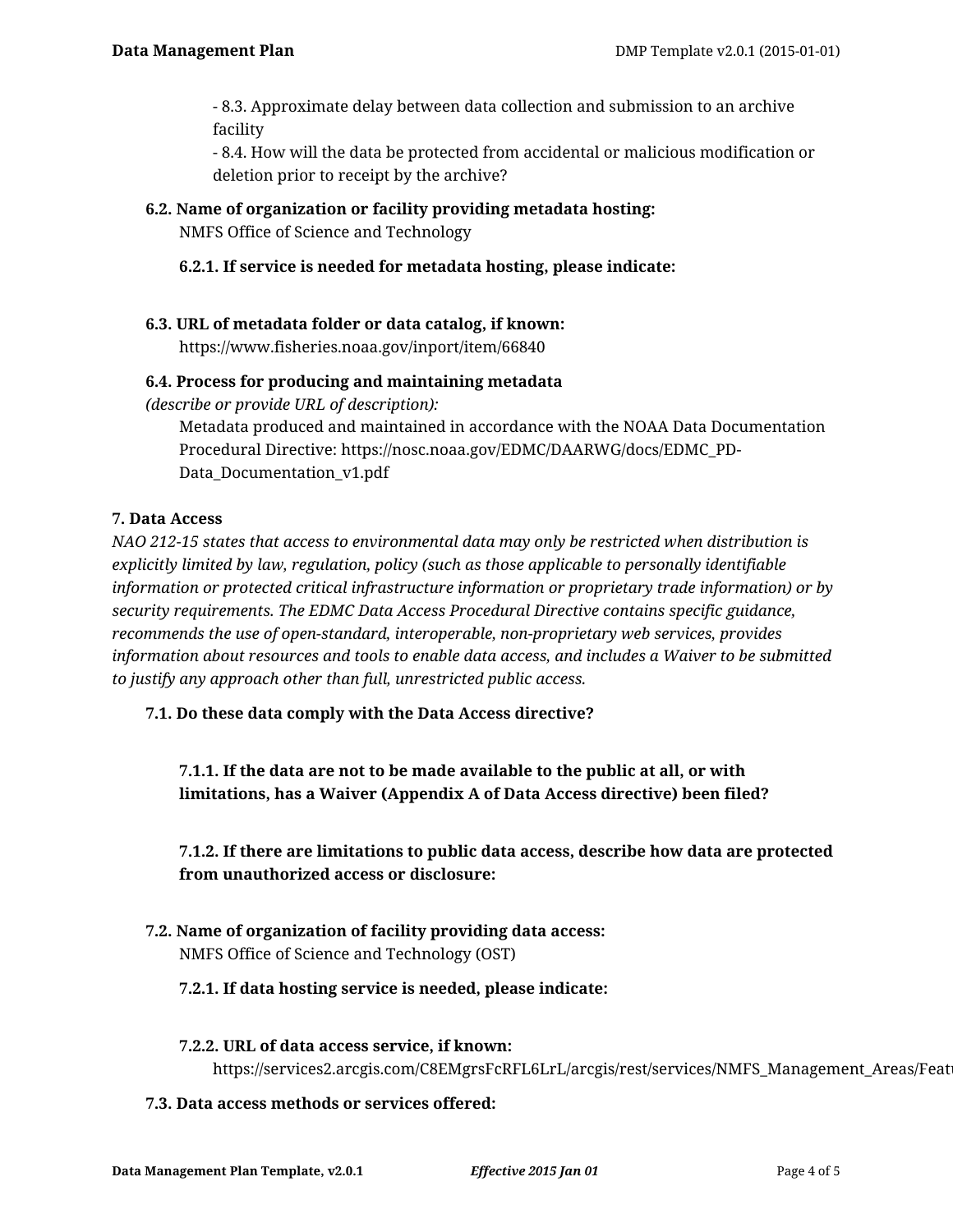- 8.3. Approximate delay between data collection and submission to an archive facility
- 8.4. How will the data be protected from accidental or malicious modification or deletion prior to receipt by the archive?

**6.2. Name of organization or facility providing metadata hosting:**
NMFS Office of Science and Technology

**6.2.1. If service is needed for metadata hosting, please indicate:**

**6.3. URL of metadata folder or data catalog, if known:**
https://www.fisheries.noaa.gov/inport/item/66840

**6.4. Process for producing and maintaining metadata**
*(describe or provide URL of description):*
Metadata produced and maintained in accordance with the NOAA Data Documentation Procedural Directive: https://nosc.noaa.gov/EDMC/DAARWG/docs/EDMC_PD-Data_Documentation_v1.pdf

**7. Data Access**

*NAO 212-15 states that access to environmental data may only be restricted when distribution is explicitly limited by law, regulation, policy (such as those applicable to personally identifiable information or protected critical infrastructure information or proprietary trade information) or by security requirements. The EDMC Data Access Procedural Directive contains specific guidance, recommends the use of open-standard, interoperable, non-proprietary web services, provides information about resources and tools to enable data access, and includes a Waiver to be submitted to justify any approach other than full, unrestricted public access.*

**7.1. Do these data comply with the Data Access directive?**

**7.1.1. If the data are not to be made available to the public at all, or with limitations, has a Waiver (Appendix A of Data Access directive) been filed?**

**7.1.2. If there are limitations to public data access, describe how data are protected from unauthorized access or disclosure:**

**7.2. Name of organization of facility providing data access:**
NMFS Office of Science and Technology (OST)

**7.2.1. If data hosting service is needed, please indicate:**

**7.2.2. URL of data access service, if known:**
https://services2.arcgis.com/C8EMgrsFcRFL6LrL/arcgis/rest/services/NMFS_Management_Areas/Feat

**7.3. Data access methods or services offered:**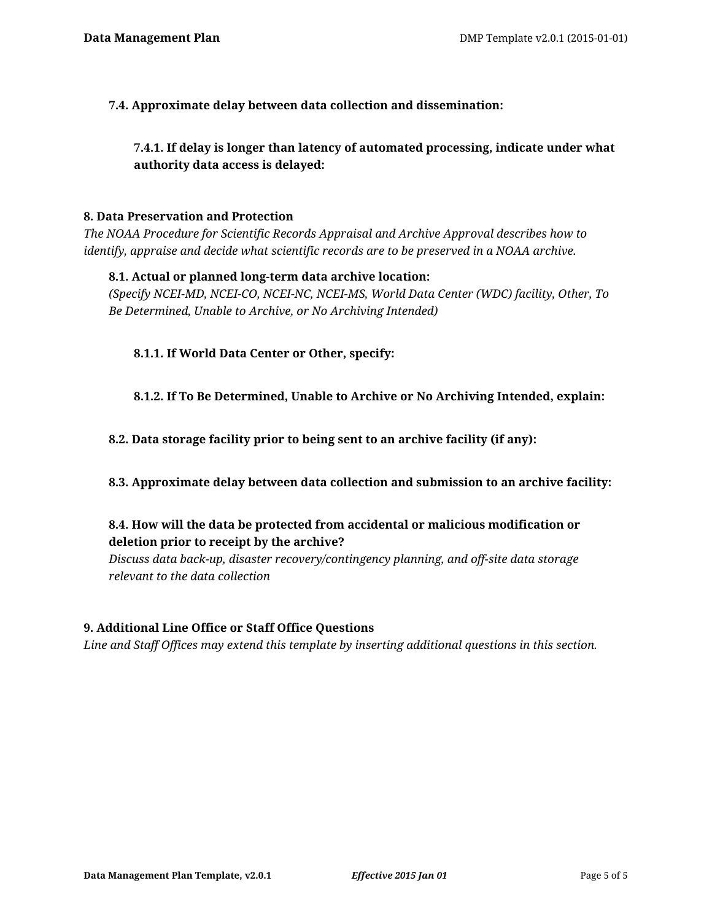### 7.4. Approximate delay between data collection and dissemination:

#### 7.4.1. If delay is longer than latency of automated processing, indicate under what authority data access is delayed:

## 8. Data Preservation and Protection

*The NOAA Procedure for Scientific Records Appraisal and Archive Approval describes how to identify, appraise and decide what scientific records are to be preserved in a NOAA archive.*

### 8.1. Actual or planned long-term data archive location:

*(Specify NCEI-MD, NCEI-CO, NCEI-NC, NCEI-MS, World Data Center (WDC) facility, Other, To Be Determined, Unable to Archive, or No Archiving Intended)*

#### 8.1.1. If World Data Center or Other, specify:

#### 8.1.2. If To Be Determined, Unable to Archive or No Archiving Intended, explain:

### 8.2. Data storage facility prior to being sent to an archive facility (if any):

### 8.3. Approximate delay between data collection and submission to an archive facility:

### 8.4. How will the data be protected from accidental or malicious modification or deletion prior to receipt by the archive?

*Discuss data back-up, disaster recovery/contingency planning, and off-site data storage relevant to the data collection*

## 9. Additional Line Office or Staff Office Questions

*Line and Staff Offices may extend this template by inserting additional questions in this section.*